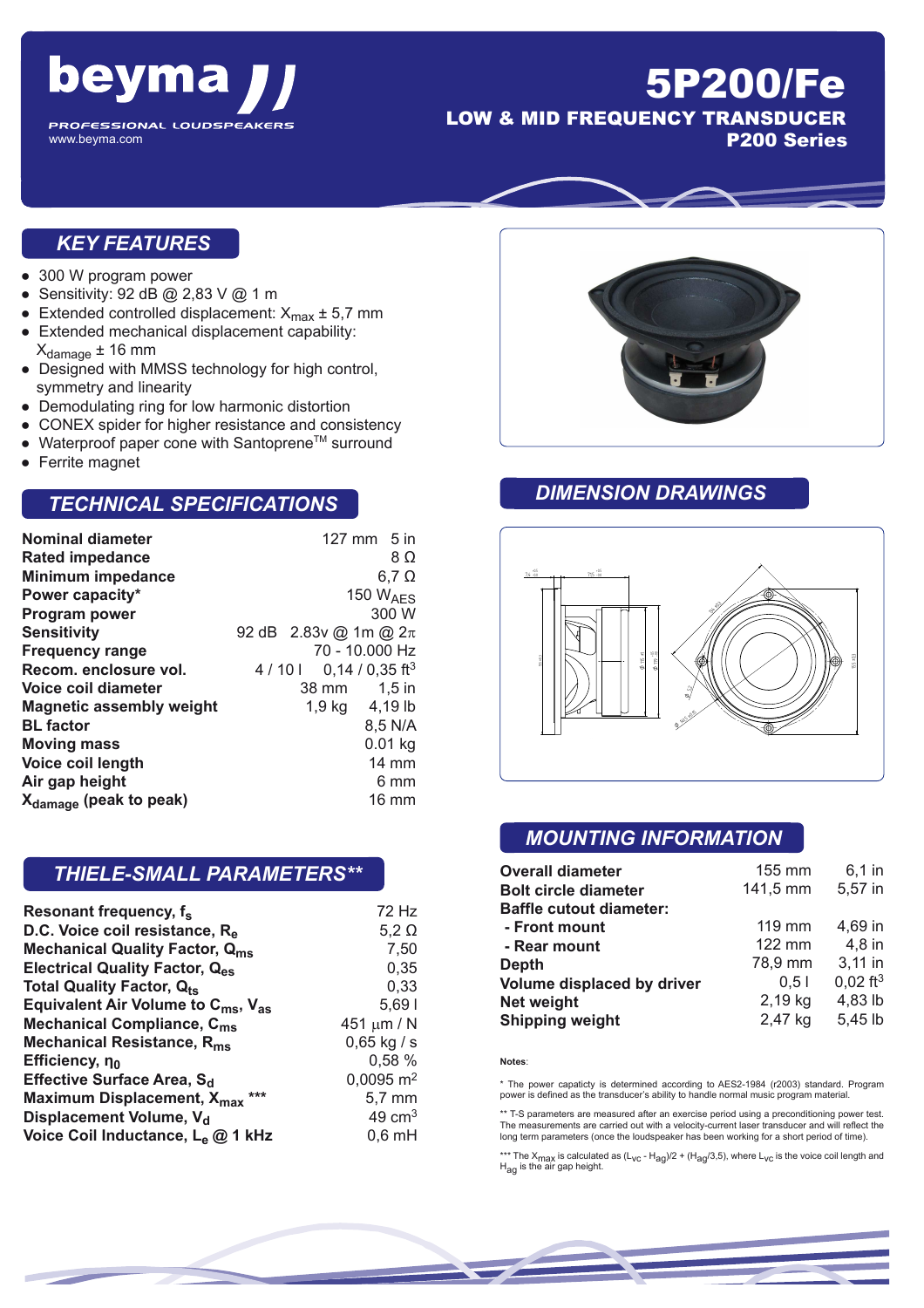# beyma

PROFESSIONAL LOUDSPEAKERS
www.beyma.com

# 5P200/Fe

## LOW & MID FREQUENCY TRANSDUCER

## P200 Series

## KEY FEATURES

- 300 W program power
- Sensitivity: 92 dB @ 2,83 V @ 1 m
- Extended controlled displacement: $X_{max}$ ± 5,7 mm
- Extended mechanical displacement capability: $X_{damage}$ ± 16 mm
- Designed with MMSS technology for high control, symmetry and linearity
- Demodulating ring for low harmonic distortion
- CONEX spider for higher resistance and consistency
- Waterproof paper cone with Santoprene™ surround
- Ferrite magnet

## TECHNICAL SPECIFICATIONS

| | |
|---|---|
| **Nominal diameter** | 127 mm 5 in |
| **Rated impedance** | 8 Ω |
| **Minimum impedance** | 6,7 Ω |
| **Power capacity*** | 150 $W_{AES}$ |
| **Program power** | 300 W |
| **Sensitivity** | 92 dB 2.83v @ 1m @ 2π |
| **Frequency range** | 70 - 10.000 Hz |
| **Recom. enclosure vol.** | 4 / 10 l 0,14 / 0,35 $ft^3$ |
| **Voice coil diameter** | 38 mm 1,5 in |
| **Magnetic assembly weight** | 1,9 kg 4,19 lb |
| **BL factor** | 8,5 N/A |
| **Moving mass** | 0.01 kg |
| **Voice coil length** | 14 mm |
| **Air gap height** | 6 mm |
| **$X_{damage}$ (peak to peak)** | 16 mm |

## THIELE-SMALL PARAMETERS**

| | |
|---|---|
| **Resonant frequency, $f_s$** | 72 Hz |
| **D.C. Voice coil resistance, $R_e$** | 5,2 Ω |
| **Mechanical Quality Factor, $Q_{ms}$** | 7,50 |
| **Electrical Quality Factor, $Q_{es}$** | 0,35 |
| **Total Quality Factor, $Q_{ts}$** | 0,33 |
| **Equivalent Air Volume to $C_{ms}$, $V_{as}$** | 5,69 l |
| **Mechanical Compliance, $C_{ms}$** | 451 μm / N |
| **Mechanical Resistance, $R_{ms}$** | 0,65 kg / s |
| **Efficiency, $\eta_0$** | 0,58 % |
| **Effective Surface Area, $S_d$** | 0,0095 $m^2$ |
| **Maximum Displacement, $X_{max}$ *** ** | 5,7 mm |
| **Displacement Volume, $V_d$** | 49 $cm^3$ |
| **Voice Coil Inductance, $L_e$ @ 1 kHz** | 0,6 mH |

## DIMENSION DRAWINGS

## MOUNTING INFORMATION

| | | |
|---|---|---|
| **Overall diameter** | 155 mm | 6,1 in |
| **Bolt circle diameter** | 141,5 mm | 5,57 in |
| **Baffle cutout diameter:** | | |
| **- Front mount** | 119 mm | 4,69 in |
| **- Rear mount** | 122 mm | 4,8 in |
| **Depth** | 78,9 mm | 3,11 in |
| **Volume displaced by driver** | 0,5 l | 0,02 $ft^3$ |
| **Net weight** | 2,19 kg | 4,83 lb |
| **Shipping weight** | 2,47 kg | 5,45 lb |

**Notes**:

* The power capacity is determined according to AES2-1984 (r2003) standard. Program power is defined as the transducer's ability to handle normal music program material.

** T-S parameters are measured after an exercise period using a preconditioning power test. The measurements are carried out with a velocity-current laser transducer and will reflect the long term parameters (once the loudspeaker has been working for a short period of time).

*** The $X_{max}$ is calculated as $(L_{VC} - H_{ag})/2 + (H_{ag}/3,5)$, where $L_{VC}$ is the voice coil length and $H_{ag}$ is the air gap height.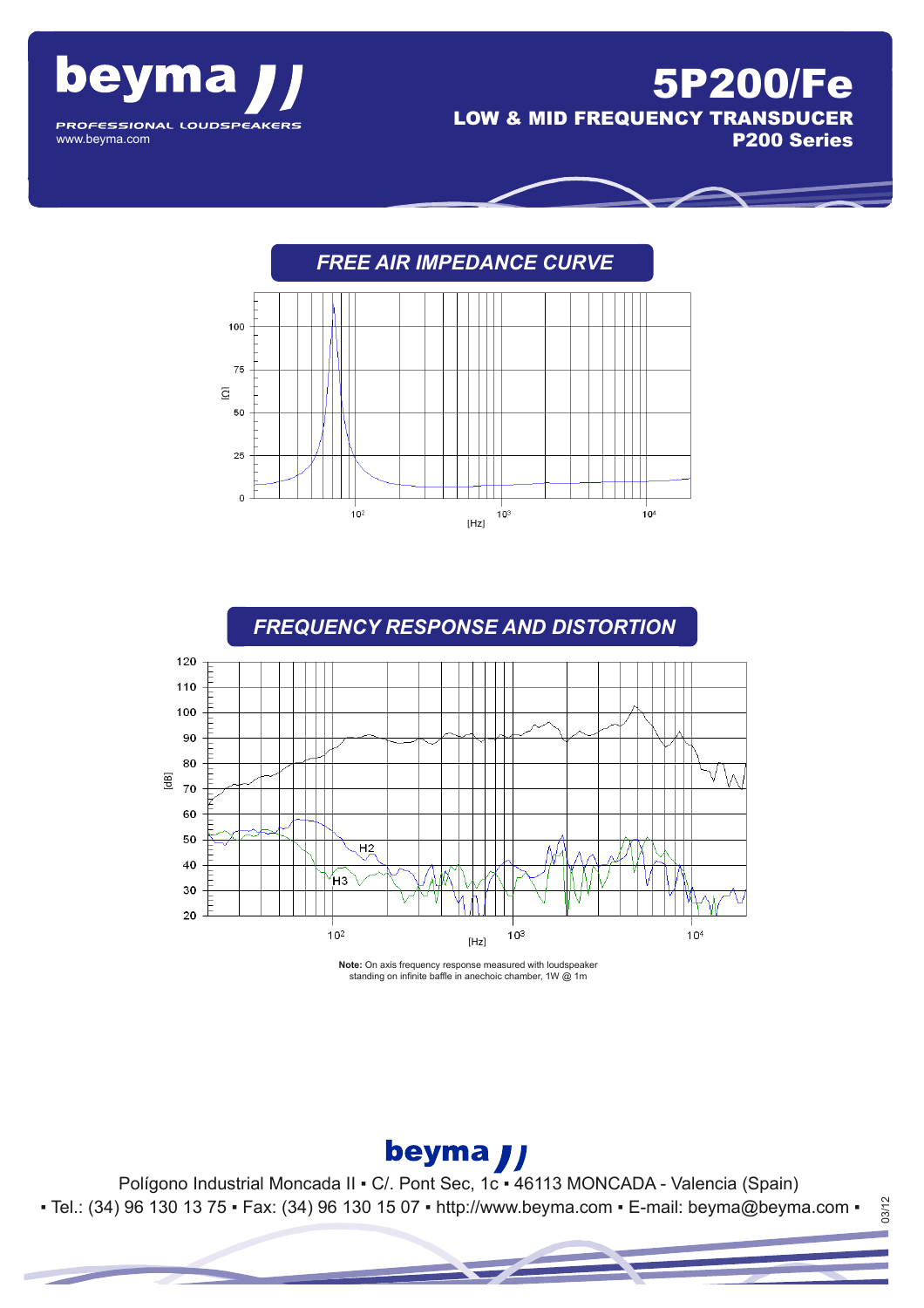beyma

PROFESSIONAL LOUDSPEAKERS

www.beyma.com

# 5P200/Fe

## LOW & MID FREQUENCY TRANSDUCER

## P200 Series

### FREE AIR IMPEDANCE CURVE

100
75
50
25
0
[Ω]
$10^2$
$10^3$
$10^4$
[Hz]

### FREQUENCY RESPONSE AND DISTORTION

120
110
100
90
80
70
60
50
40
30
20
[dB]
H2
H3
$10^2$
$10^3$
$10^4$
[Hz]

**Note:** On axis frequency response measured with loudspeaker standing on infinite baffle in anechoic chamber, 1W @ 1m

beyma

Polígono Industrial Moncada II ▪ C/. Pont Sec, 1c ▪ 46113 MONCADA - Valencia (Spain)

▪ Tel.: (34) 96 130 13 75 ▪ Fax: (34) 96 130 15 07 ▪ http://www.beyma.com ▪ E-mail: beyma@beyma.com ▪

03/12